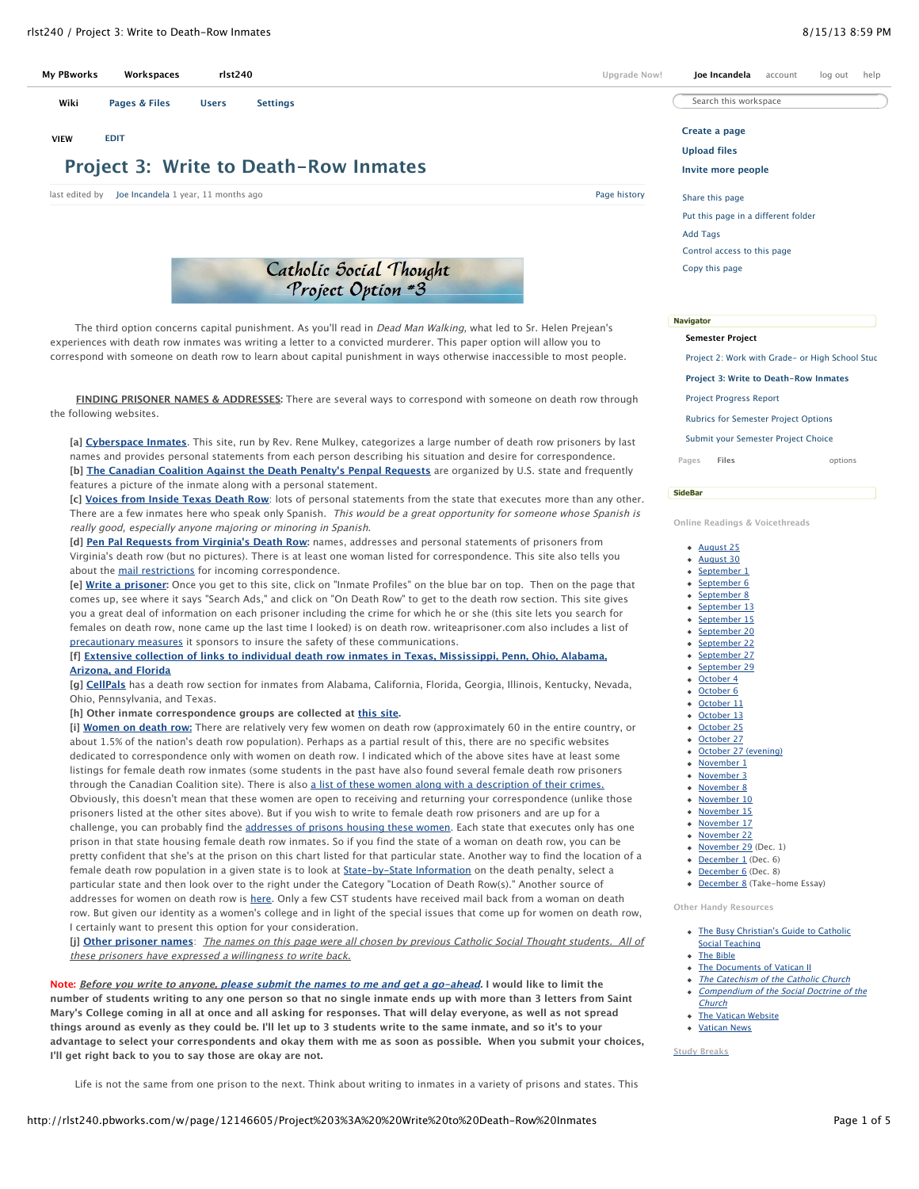# Project 3: Write to Death-Row Inmates

last edited by Joe Incandela 1 year, 11 months ago

Catholic Social Thought Project Option #3

The third option concerns capital punishment. As you'll read in *Dead Man Walking*, what led to Sr. Helen Prejean's experiences with death row inmates was writing a letter to a convicted murderer. This paper option will allow you to correspond with someone on death row to learn about capital punishment in ways otherwise inaccessible to most people.

**FINDING PRISONER NAMES & ADDRESSES:** There are several ways to correspond with someone on death row through the following websites.

**[a] Cyberspace Inmates**. This site, run by Rev. Rene Mulkey, categorizes a large number of death row prisoners by last names and provides personal statements from each person describing his situation and desire for correspondence.

**[b] The Canadian Coalition Against the Death Penalty's Penpal Requests** are organized by U.S. state and frequently features a picture of the inmate along with a personal statement.

**[c] Voices from Inside Texas Death Row**: lots of personal statements from the state that executes more than any other. There are a few inmates here who speak only Spanish. *This would be a great opportunity for someone whose Spanish is really good, especially anyone majoring or minoring in Spanish.*

**[d] Pen Pal Requests from Virginia's Death Row**: names, addresses and personal statements of prisoners from Virginia's death row (but no pictures). There is at least one woman listed for correspondence. This site also tells you about the mail restrictions for incoming correspondence.

**[e] Write a prisoner**: Once you get to this site, click on "Inmate Profiles" on the blue bar on top. Then on the page that comes up, see where it says "Search Ads," and click on "On Death Row" to get to the death row section. This site gives you a great deal of information on each prisoner including the crime for which he or she (this site lets you search for females on death row, none came up the last time I looked) is on death row. writeaprisoner.com also includes a list of precautionary measures it sponsors to insure the safety of these communications.

**[f] Extensive collection of links to individual death row inmates in Texas, Mississippi, Penn, Ohio, Alabama, Arizona, and Florida**

**[g] CellPals** has a death row section for inmates from Alabama, California, Florida, Georgia, Illinois, Kentucky, Nevada, Ohio, Pennsylvania, and Texas.

**[h] Other inmate correspondence groups are collected at this site.**

**[i] Women on death row:** There are relatively very few women on death row (approximately 60 in the entire country, or about 1.5% of the nation's death row population). Perhaps as a partial result of this, there are no specific websites dedicated to correspondence only with women on death row. I indicated which of the above sites have at least some listings for female death row inmates (some students in the past have also found several female death row prisoners through the Canadian Coalition site). There is also a list of these women along with a description of their crimes. Obviously, this doesn't mean that these women are open to receiving and returning your correspondence (unlike those prisoners listed at the other sites above). But if you wish to write to female death row prisoners and are up for a challenge, you can probably find the addresses of prisons housing these women. Each state that executes only has one prison in that state housing female death row inmates. So if you find the state of a woman on death row, you can be pretty confident that she's at the prison on this chart listed for that particular state. Another way to find the location of a female death row population in a given state is to look at State-by-State Information on the death penalty, select a particular state and then look over to the right under the Category "Location of Death Row(s)." Another source of addresses for women on death row is here. Only a few CST students have received mail back from a woman on death row. But given our identity as a women's college and in light of the special issues that come up for women on death row, I certainly want to present this option for your consideration.

**[j] Other prisoner names**: *The names on this page were all chosen by previous Catholic Social Thought students. All of these prisoners have expressed a willingness to write back.*

**Note:** ***Before you write to anyone, please submit the names to me and get a go-ahead*****. I would like to limit the number of students writing to any one person so that no single inmate ends up with more than 3 letters from Saint Mary's College coming in all at once and all asking for responses. That will delay everyone, as well as not spread things around as evenly as they could be. I'll let up to 3 students write to the same inmate, and so it's to your advantage to select your correspondents and okay them with me as soon as possible. When you submit your choices, I'll get right back to you to say those are okay are not.**

Life is not the same from one prison to the next. Think about writing to inmates in a variety of prisons and states. This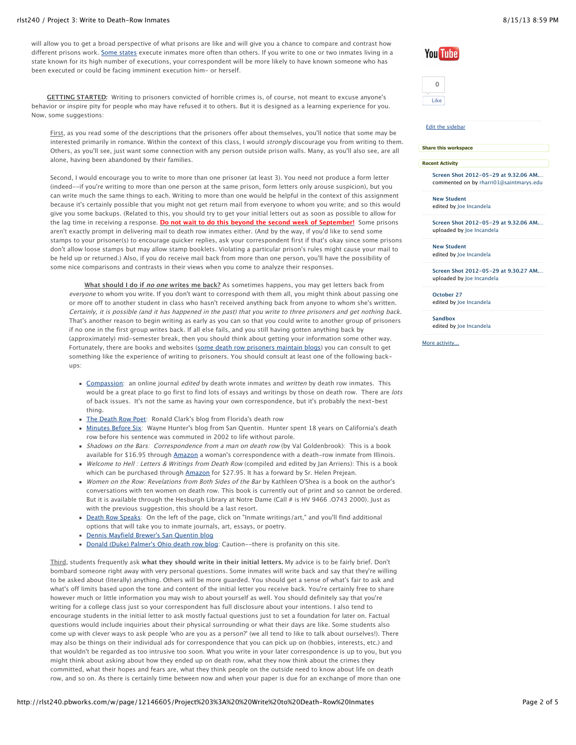will allow you to get a broad perspective of what prisons are like and will give you a chance to compare and contrast how different prisons work. Some states execute inmates more often than others. If you write to one or two inmates living in a state known for its high number of executions, your correspondent will be more likely to have known someone who has been executed or could be facing imminent execution him- or herself.

**GETTING STARTED:** Writing to prisoners convicted of horrible crimes is, of course, not meant to excuse anyone's behavior or inspire pity for people who may have refused it to others. But it is designed as a learning experience for you. Now, some suggestions:

First, as you read some of the descriptions that the prisoners offer about themselves, you'll notice that some may be interested primarily in romance. Within the context of this class, I would *strongly* discourage you from writing to them. Others, as you'll see, just want some connection with any person outside prison walls. Many, as you'll also see, are all alone, having been abandoned by their families.

Second, I would encourage you to write to more than one prisoner (at least 3). You need not produce a form letter (indeed--if you're writing to more than one person at the same prison, form letters only arouse suspicion), but you can write much the same things to each. Writing to more than one would be helpful in the context of this assignment because it's certainly possible that you might not get return mail from everyone to whom you write; and so this would give you some backups. (Related to this, you should try to get your initial letters out as soon as possible to allow for the lag time in receiving a response. **Do not wait to do this beyond the second week of September!** Some prisons aren't exactly prompt in delivering mail to death row inmates either. (And by the way, if you'd like to send some stamps to your prisoner(s) to encourage quicker replies, ask your correspondent first if that's okay since some prisons don't allow loose stamps but may allow stamp booklets. Violating a particular prison's rules might cause your mail to be held up or returned.) Also, if you do receive mail back from more than one person, you'll have the possibility of some nice comparisons and contrasts in their views when you come to analyze their responses.

**What should I do if *no one* writes me back?** As sometimes happens, you may get letters back from *everyone* to whom you write. If you don't want to correspond with them all, you might think about passing one or more off to another student in class who hasn't received anything back from anyone to whom she's written. *Certainly, it is possible (and it has happened in the past) that you write to three prisoners and get nothing back.* That's another reason to begin writing as early as you can so that you could write to another group of prisoners if no one in the first group writes back. If all else fails, and you still having gotten anything back by (approximately) mid-semester break, then you should think about getting your information some other way. Fortunately, there are books and websites (some death row prisoners maintain blogs) you can consult to get something like the experience of writing to prisoners. You should consult at least one of the following back-ups:

- Compassion: an online journal *edited* by death wrote inmates and *written* by death row inmates. This would be a great place to go first to find lots of essays and writings by those on death row. There are *lots* of back issues. It's not the same as having your own correspondence, but it's probably the next-best thing.
- The Death Row Poet: Ronald Clark's blog from Florida's death row
- Minutes Before Six: Wayne Hunter's blog from San Quentin. Hunter spent 18 years on California's death row before his sentence was commuted in 2002 to life without parole.
- *Shadows on the Bars: Correspondence from a man on death row* (by Val Goldenbrook): This is a book available for $16.95 through Amazon a woman's correspondence with a death-row inmate from Illinois.
- *Welcome to Hell : Letters & Writings from Death Row* (compiled and edited by Jan Arriens): This is a book which can be purchased through Amazon for $27.95. It has a forward by Sr. Helen Prejean.
- *Women on the Row: Revelations from Both Sides of the Bar* by Kathleen O'Shea is a book on the author's conversations with ten women on death row. This book is currently out of print and so cannot be ordered. But it is available through the Hesburgh Library at Notre Dame (Call # is HV 9466 .O743 2000). Just as with the previous suggestion, this should be a last resort.
- Death Row Speaks: On the left of the page, click on "Inmate writings/art," and you'll find additional options that will take you to inmate journals, art, essays, or poetry.
- Dennis Mayfield Brewer's San Quentin blog
- Donald (Duke) Palmer's Ohio death row blog: Caution--there is profanity on this site.

Third, students frequently ask **what they should write in their initial letters.** My advice is to be fairly brief. Don't bombard someone right away with very personal questions. Some inmates will write back and say that they're willing to be asked about (literally) anything. Others will be more guarded. You should get a sense of what's fair to ask and what's off limits based upon the tone and content of the initial letter you receive back. You're certainly free to share however much or little information you may wish to about yourself as well. You should definitely say that you're writing for a college class just so your correspondent has full disclosure about your intentions. I also tend to encourage students in the initial letter to ask mostly factual questions just to set a foundation for later on. Factual questions would include inquiries about their physical surrounding or what their days are like. Some students also come up with clever ways to ask people 'who are you as a person?' (we all tend to like to talk about ourselves!). There may also be things on their individual ads for correspondence that you can pick up on (hobbies, interests, etc.) and that wouldn't be regarded as too intrusive too soon. What you write in your later correspondence is up to you, but you might think about asking about how they ended up on death row, what they now think about the crimes they committed, what their hopes and fears are, what they think people on the outside need to know about life on death row, and so on. As there is certainly time between now and when your paper is due for an exchange of more than one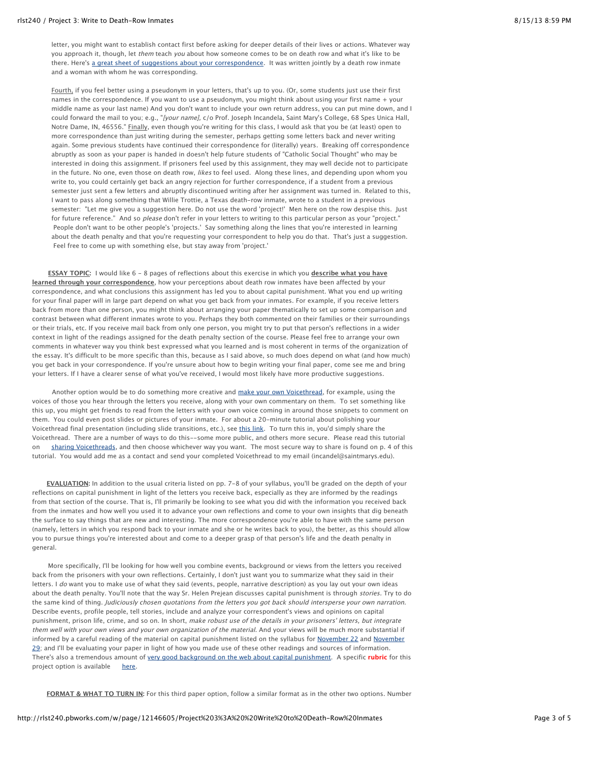letter, you might want to establish contact first before asking for deeper details of their lives or actions. Whatever way you approach it, though, let *them* teach *you* about how someone comes to be on death row and what it's like to be there. Here's a great sheet of suggestions about your correspondence. It was written jointly by a death row inmate and a woman with whom he was corresponding.

Fourth, if you feel better using a pseudonym in your letters, that's up to you. (Or, some students just use their first names in the correspondence. If you want to use a pseudonym, you might think about using your first name + your middle name as your last name) And you don't want to include your own return address, you can put mine down, and I could forward the mail to you; e.g., "*[your name]*, c/o Prof. Joseph Incandela, Saint Mary's College, 68 Spes Unica Hall, Notre Dame, IN, 46556." Finally, even though you're writing for this class, I would ask that you be (at least) open to more correspondence than just writing during the semester, perhaps getting some letters back and never writing again. Some previous students have continued their correspondence for (literally) years. Breaking off correspondence abruptly as soon as your paper is handed in doesn't help future students of "Catholic Social Thought" who may be interested in doing this assignment. If prisoners feel used by this assignment, they may well decide not to participate in the future. No one, even those on death row, *likes* to feel used. Along these lines, and depending upon whom you write to, you could certainly get back an angry rejection for further correspondence, if a student from a previous semester just sent a few letters and abruptly discontinued writing after her assignment was turned in. Related to this, I want to pass along something that Willie Trottie, a Texas death-row inmate, wrote to a student in a previous semester: "Let me give you a suggestion here. Do not use the word 'project!' Men here on the row despise this. Just for future reference." And so *please* don't refer in your letters to writing to this particular person as your "project." People don't want to be other people's 'projects.' Say something along the lines that you're interested in learning about the death penalty and that you're requesting your correspondent to help you do that. That's just a suggestion. Feel free to come up with something else, but stay away from 'project.'

**ESSAY TOPIC:** I would like 6 - 8 pages of reflections about this exercise in which you **describe what you have learned through your correspondence**, how your perceptions about death row inmates have been affected by your correspondence, and what conclusions this assignment has led you to about capital punishment. What you end up writing for your final paper will in large part depend on what you get back from your inmates. For example, if you receive letters back from more than one person, you might think about arranging your paper thematically to set up some comparison and contrast between what different inmates wrote to you. Perhaps they both commented on their families or their surroundings or their trials, etc. If you receive mail back from only one person, you might try to put that person's reflections in a wider context in light of the readings assigned for the death penalty section of the course. Please feel free to arrange your own comments in whatever way you think best expressed what you learned and is most coherent in terms of the organization of the essay. It's difficult to be more specific than this, because as I said above, so much does depend on what (and how much) you get back in your correspondence. If you're unsure about how to begin writing your final paper, come see me and bring your letters. If I have a clearer sense of what you've received, I would most likely have more productive suggestions.

Another option would be to do something more creative and make your own Voicethread, for example, using the voices of those you hear through the letters you receive, along with your own commentary on them. To set something like this up, you might get friends to read from the letters with your own voice coming in around those snippets to comment on them. You could even post slides or pictures of your inmate. For about a 20-minute tutorial about polishing your Voicethread final presentation (including slide transitions, etc.), see this link. To turn this in, you'd simply share the Voicethread. There are a number of ways to do this--some more public, and others more secure. Please read this tutorial on sharing Voicethreads, and then choose whichever way you want. The most secure way to share is found on p. 4 of this tutorial. You would add me as a contact and send your completed Voicethread to my email (incandel@saintmarys.edu).

**EVALUATION:** In addition to the usual criteria listed on pp. 7-8 of your syllabus, you'll be graded on the depth of your reflections on capital punishment in light of the letters you receive back, especially as they are informed by the readings from that section of the course. That is, I'll primarily be looking to see what you did with the information you received back from the inmates and how well you used it to advance your own reflections and come to your own insights that dig beneath the surface to say things that are new and interesting. The more correspondence you're able to have with the same person (namely, letters in which you respond back to your inmate and she or he writes back to you), the better, as this should allow you to pursue things you're interested about and come to a deeper grasp of that person's life and the death penalty in general.

More specifically, I'll be looking for how well you combine events, background or views from the letters you received back from the prisoners with your own reflections. Certainly, I don't just want you to summarize what they said in their letters. I *do* want you to make use of what they said (events, people, narrative description) as you lay out your own ideas about the death penalty. You'll note that the way Sr. Helen Prejean discusses capital punishment is through *stories*. Try to do the same kind of thing. *Judiciously chosen quotations from the letters you got back should intersperse your own narration.* Describe events, profile people, tell stories, include and analyze your correspondent's views and opinions on capital punishment, prison life, crime, and so on. In short, *make robust use of the details in your prisoners' letters, but integrate them well with your own views and your own organization of the material.* And your views will be much more substantial if informed by a careful reading of the material on capital punishment listed on the syllabus for November 22 and November 29; and I'll be evaluating your paper in light of how you made use of these other readings and sources of information. There's also a tremendous amount of very good background on the web about capital punishment. A specific **rubric** for this project option is available here.

**FORMAT & WHAT TO TURN IN:** For this third paper option, follow a similar format as in the other two options. Number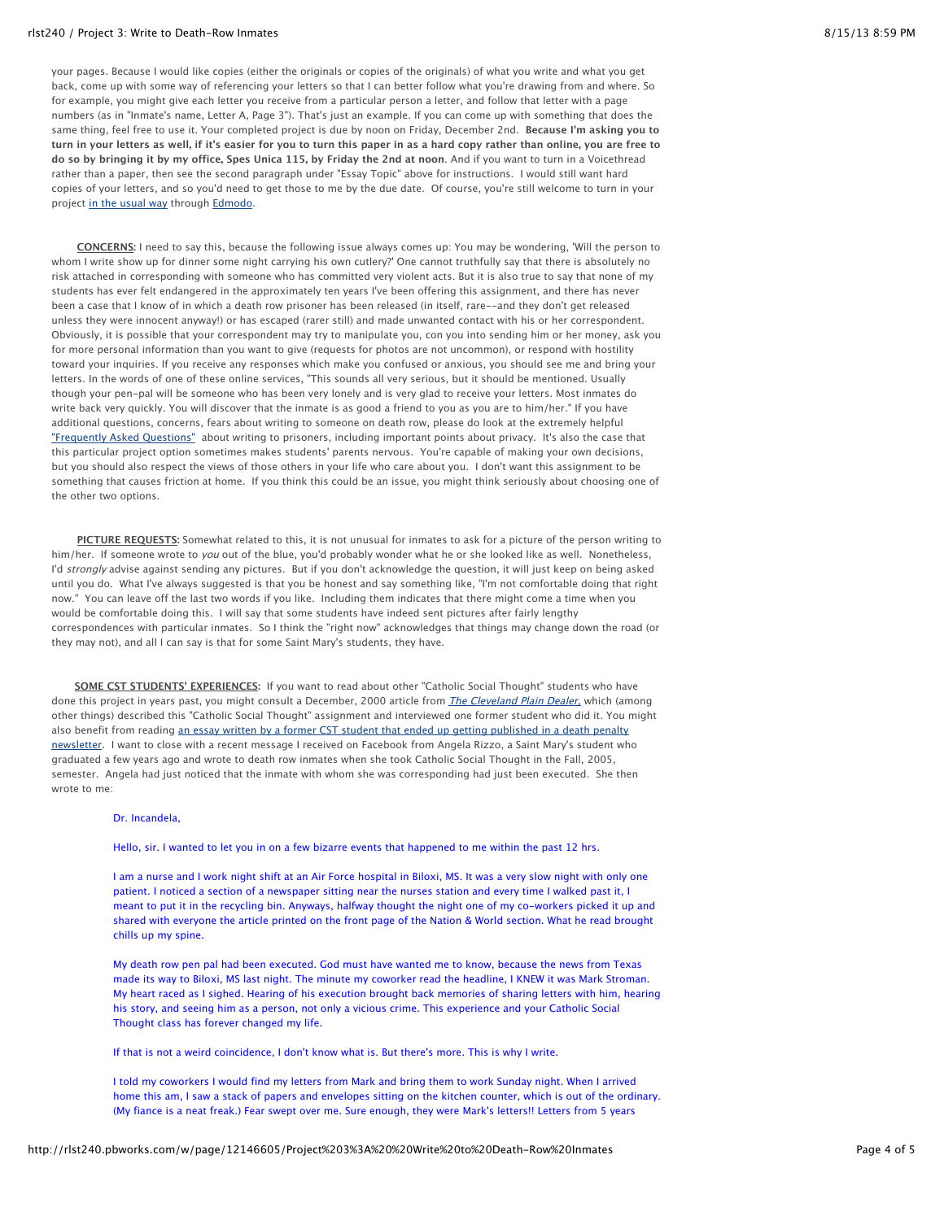your pages. Because I would like copies (either the originals or copies of the originals) of what you write and what you get back, come up with some way of referencing your letters so that I can better follow what you're drawing from and where. So for example, you might give each letter you receive from a particular person a letter, and follow that letter with a page numbers (as in "Inmate's name, Letter A, Page 3"). That's just an example. If you can come up with something that does the same thing, feel free to use it. Your completed project is due by noon on Friday, December 2nd. **Because I'm asking you to turn in your letters as well, if it's easier for you to turn this paper in as a hard copy rather than online, you are free to do so by bringing it by my office, Spes Unica 115, by Friday the 2nd at noon**. And if you want to turn in a Voicethread rather than a paper, then see the second paragraph under "Essay Topic" above for instructions. I would still want hard copies of your letters, and so you'd need to get those to me by the due date. Of course, you're still welcome to turn in your project [in the usual way] through [Edmodo].

**CONCERNS:** I need to say this, because the following issue always comes up: You may be wondering, 'Will the person to whom I write show up for dinner some night carrying his own cutlery?' One cannot truthfully say that there is absolutely no risk attached in corresponding with someone who has committed very violent acts. But it is also true to say that none of my students has ever felt endangered in the approximately ten years I've been offering this assignment, and there has never been a case that I know of in which a death row prisoner has been released (in itself, rare--and they don't get released unless they were innocent anyway!) or has escaped (rarer still) and made unwanted contact with his or her correspondent. Obviously, it is possible that your correspondent may try to manipulate you, con you into sending him or her money, ask you for more personal information than you want to give (requests for photos are not uncommon), or respond with hostility toward your inquiries. If you receive any responses which make you confused or anxious, you should see me and bring your letters. In the words of one of these online services, "This sounds all very serious, but it should be mentioned. Usually though your pen-pal will be someone who has been very lonely and is very glad to receive your letters. Most inmates do write back very quickly. You will discover that the inmate is as good a friend to you as you are to him/her." If you have additional questions, concerns, fears about writing to someone on death row, please do look at the extremely helpful ["Frequently Asked Questions"] about writing to prisoners, including important points about privacy. It's also the case that this particular project option sometimes makes students' parents nervous. You're capable of making your own decisions, but you should also respect the views of those others in your life who care about you. I don't want this assignment to be something that causes friction at home. If you think this could be an issue, you might think seriously about choosing one of the other two options.

**PICTURE REQUESTS:** Somewhat related to this, it is not unusual for inmates to ask for a picture of the person writing to him/her. If someone wrote to *you* out of the blue, you'd probably wonder what he or she looked like as well. Nonetheless, I'd *strongly* advise against sending any pictures. But if you don't acknowledge the question, it will just keep on being asked until you do. What I've always suggested is that you be honest and say something like, "I'm not comfortable doing that right now." You can leave off the last two words if you like. Including them indicates that there might come a time when you would be comfortable doing this. I will say that some students have indeed sent pictures after fairly lengthy correspondences with particular inmates. So I think the "right now" acknowledges that things may change down the road (or they may not), and all I can say is that for some Saint Mary's students, they have.

**SOME CST STUDENTS' EXPERIENCES:** If you want to read about other "Catholic Social Thought" students who have done this project in years past, you might consult a December, 2000 article from [*The Cleveland Plain Dealer*,] which (among other things) described this "Catholic Social Thought" assignment and interviewed one former student who did it. You might also benefit from reading [an essay written by a former CST student that ended up getting published in a death penalty newsletter]. I want to close with a recent message I received on Facebook from Angela Rizzo, a Saint Mary's student who graduated a few years ago and wrote to death row inmates when she took Catholic Social Thought in the Fall, 2005, semester. Angela had just noticed that the inmate with whom she was corresponding had just been executed. She then wrote to me:

> Dr. Incandela,
>
> Hello, sir. I wanted to let you in on a few bizarre events that happened to me within the past 12 hrs.
>
> I am a nurse and I work night shift at an Air Force hospital in Biloxi, MS. It was a very slow night with only one patient. I noticed a section of a newspaper sitting near the nurses station and every time I walked past it, I meant to put it in the recycling bin. Anyways, halfway thought the night one of my co-workers picked it up and shared with everyone the article printed on the front page of the Nation & World section. What he read brought chills up my spine.
>
> My death row pen pal had been executed. God must have wanted me to know, because the news from Texas made its way to Biloxi, MS last night. The minute my coworker read the headline, I KNEW it was Mark Stroman. My heart raced as I sighed. Hearing of his execution brought back memories of sharing letters with him, hearing his story, and seeing him as a person, not only a vicious crime. This experience and your Catholic Social Thought class has forever changed my life.
>
> If that is not a weird coincidence, I don't know what is. But there's more. This is why I write.
>
> I told my coworkers I would find my letters from Mark and bring them to work Sunday night. When I arrived home this am, I saw a stack of papers and envelopes sitting on the kitchen counter, which is out of the ordinary. (My fiance is a neat freak.) Fear swept over me. Sure enough, they were Mark's letters!! Letters from 5 years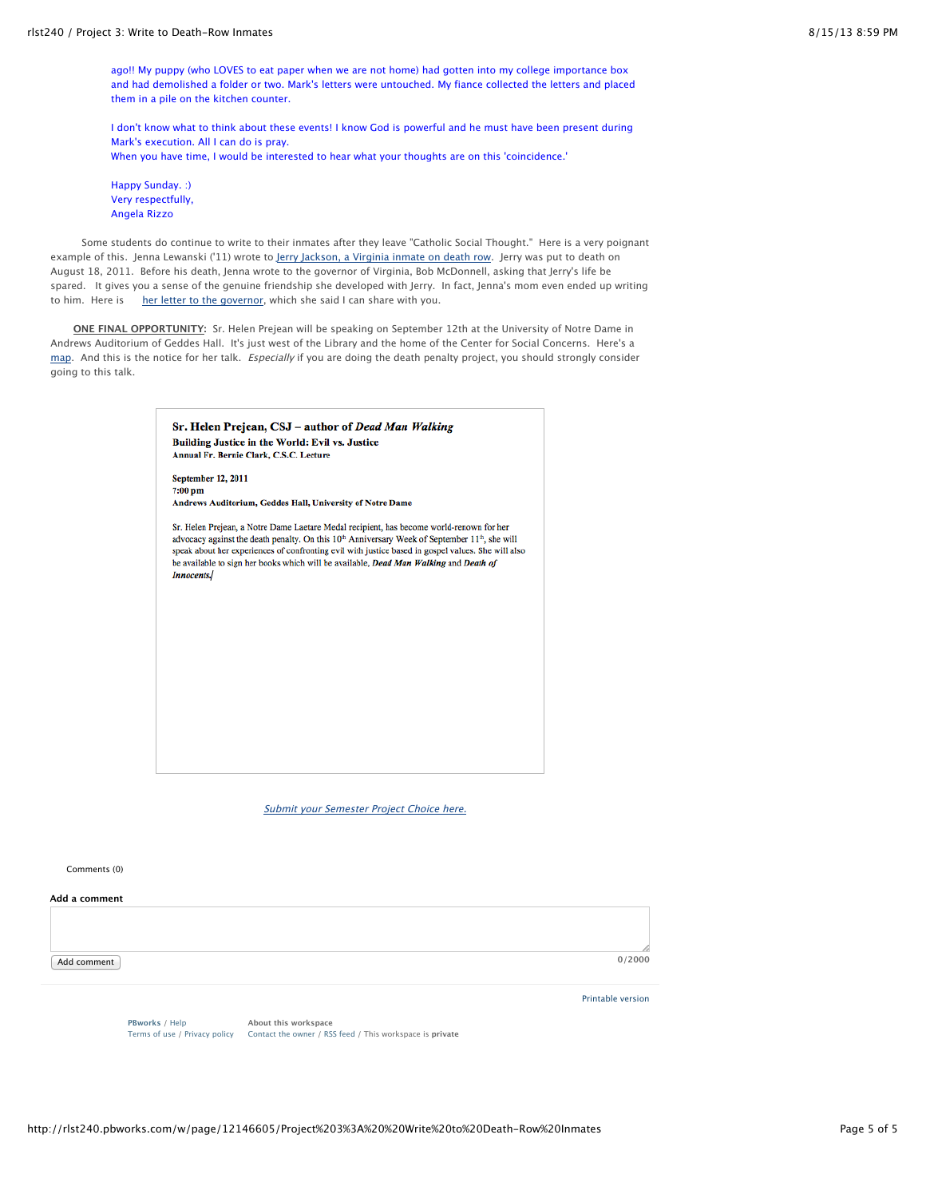ago!! My puppy (who LOVES to eat paper when we are not home) had gotten into my college importance box and had demolished a folder or two. Mark's letters were untouched. My fiance collected the letters and placed them in a pile on the kitchen counter.

I don't know what to think about these events! I know God is powerful and he must have been present during Mark's execution. All I can do is pray.
When you have time, I would be interested to hear what your thoughts are on this 'coincidence.'

Happy Sunday. :)
Very respectfully,
Angela Rizzo

Some students do continue to write to their inmates after they leave "Catholic Social Thought." Here is a very poignant example of this. Jenna Lewanski ('11) wrote to Jerry Jackson, a Virginia inmate on death row. Jerry was put to death on August 18, 2011. Before his death, Jenna wrote to the governor of Virginia, Bob McDonnell, asking that Jerry's life be spared. It gives you a sense of the genuine friendship she developed with Jerry. In fact, Jenna's mom even ended up writing to him. Here is her letter to the governor, which she said I can share with you.

**ONE FINAL OPPORTUNITY:** Sr. Helen Prejean will be speaking on September 12th at the University of Notre Dame in Andrews Auditorium of Geddes Hall. It's just west of the Library and the home of the Center for Social Concerns. Here's a map. And this is the notice for her talk. *Especially* if you are doing the death penalty project, you should strongly consider going to this talk.

**Sr. Helen Prejean, CSJ – author of *Dead Man Walking***
**Building Justice in the World: Evil vs. Justice**
**Annual Fr. Bernie Clark, C.S.C. Lecture**

**September 12, 2011**
**7:00 pm**
**Andrews Auditorium, Geddes Hall, University of Notre Dame**

Sr. Helen Prejean, a Notre Dame Laetare Medal recipient, has become world-renown for her advocacy against the death penalty. On this 10th Anniversary Week of September 11th, she will speak about her experiences of confronting evil with justice based in gospel values. She will also be available to sign her books which will be available, ***Dead Man Walking*** and ***Death of Innocents.***

*Submit your Semester Project Choice here.*

Comments (0)

**Add a comment**

Add comment

0/2000

Printable version

PBworks / Help
Terms of use / Privacy policy

About this workspace
Contact the owner / RSS feed / This workspace is **private**